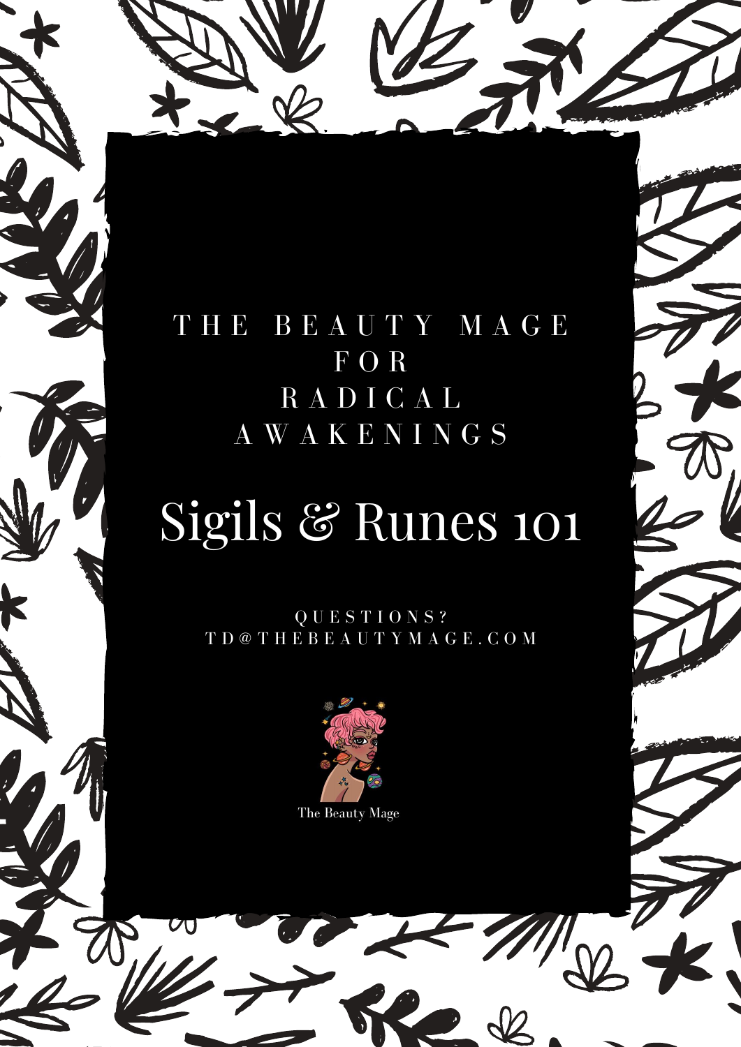THE BEAUTY MAGE
FOR
RADICAL
AWAKENINGS

# Sigils & Runes 101

QUESTIONS?
TD@THEBEAUTYMAGE.COM

The Beauty Mage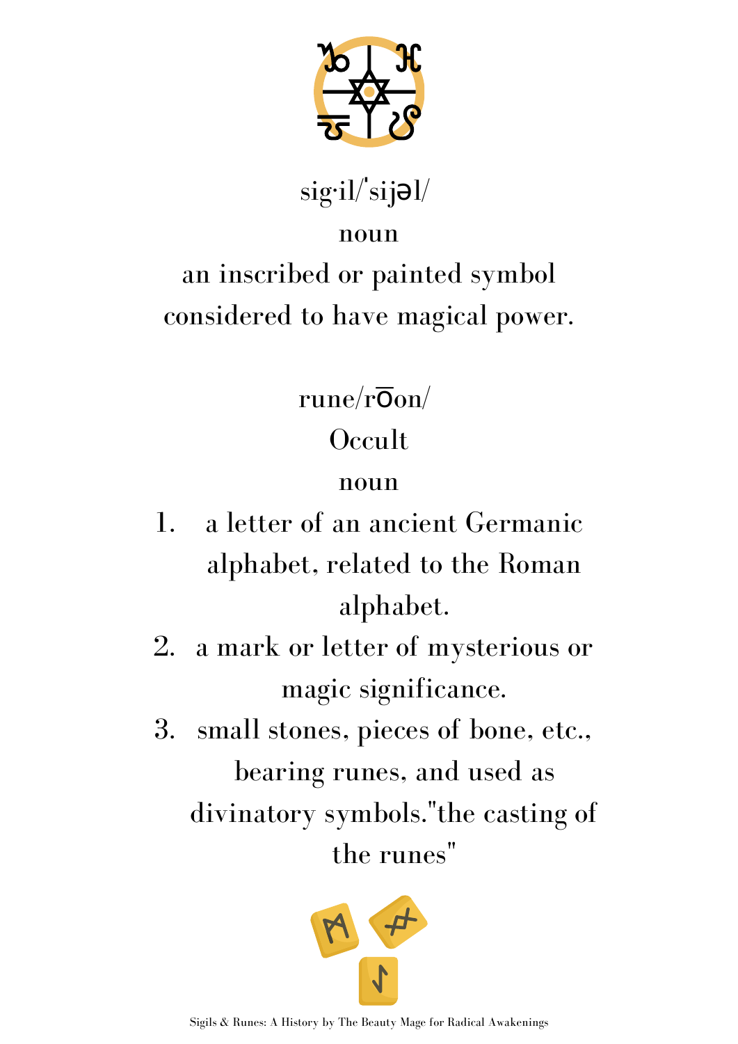sig·il/ˈsijəl/

noun

an inscribed or painted symbol considered to have magical power.

rune/ro͞on/

Occult

noun

1. a letter of an ancient Germanic alphabet, related to the Roman alphabet.
2. a mark or letter of mysterious or magic significance.
3. small stones, pieces of bone, etc., bearing runes, and used as divinatory symbols."the casting of the runes"

Sigils & Runes: A History by The Beauty Mage for Radical Awakenings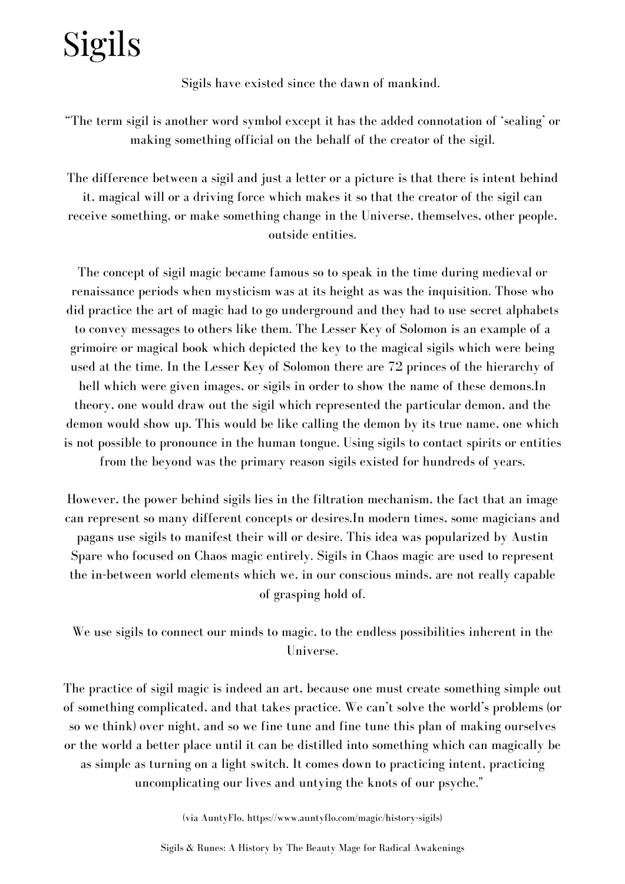# Sigils

Sigils have existed since the dawn of mankind.

"The term sigil is another word symbol except it has the added connotation of 'sealing' or making something official on the behalf of the creator of the sigil.

The difference between a sigil and just a letter or a picture is that there is intent behind it, magical will or a driving force which makes it so that the creator of the sigil can receive something, or make something change in the Universe, themselves, other people, outside entities.

The concept of sigil magic became famous so to speak in the time during medieval or renaissance periods when mysticism was at its height as was the inquisition. Those who did practice the art of magic had to go underground and they had to use secret alphabets to convey messages to others like them. The Lesser Key of Solomon is an example of a grimoire or magical book which depicted the key to the magical sigils which were being used at the time. In the Lesser Key of Solomon there are 72 princes of the hierarchy of hell which were given images, or sigils in order to show the name of these demons.In theory, one would draw out the sigil which represented the particular demon, and the demon would show up. This would be like calling the demon by its true name, one which is not possible to pronounce in the human tongue. Using sigils to contact spirits or entities from the beyond was the primary reason sigils existed for hundreds of years.

However, the power behind sigils lies in the filtration mechanism, the fact that an image can represent so many different concepts or desires.In modern times, some magicians and pagans use sigils to manifest their will or desire. This idea was popularized by Austin Spare who focused on Chaos magic entirely. Sigils in Chaos magic are used to represent the in-between world elements which we, in our conscious minds, are not really capable of grasping hold of.

We use sigils to connect our minds to magic, to the endless possibilities inherent in the Universe.

The practice of sigil magic is indeed an art, because one must create something simple out of something complicated, and that takes practice. We can't solve the world's problems (or so we think) over night, and so we fine tune and fine tune this plan of making ourselves or the world a better place until it can be distilled into something which can magically be as simple as turning on a light switch. It comes down to practicing intent, practicing uncomplicating our lives and untying the knots of our psyche."

(via AuntyFlo, https://www.auntyflo.com/magic/history-sigils)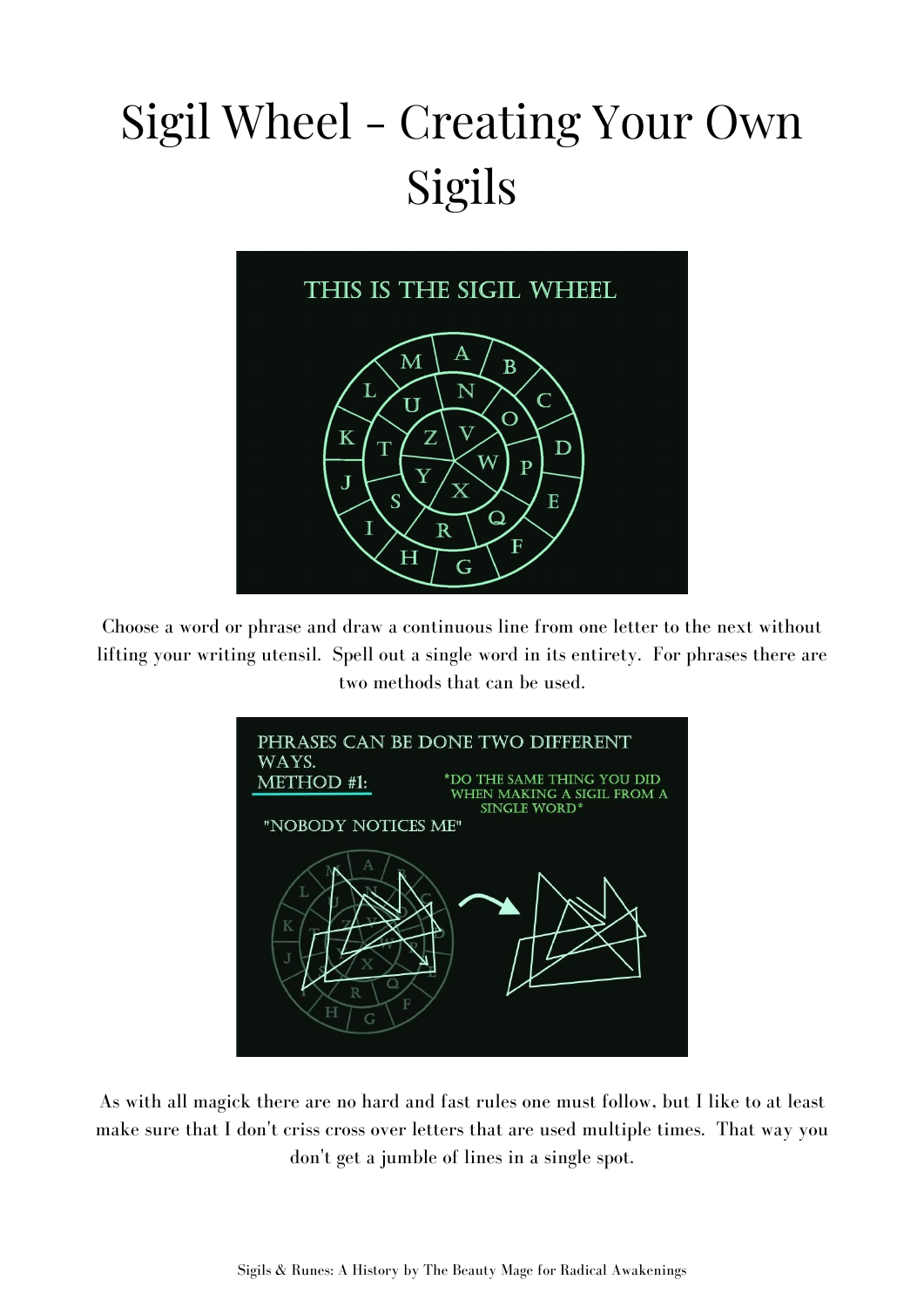# Sigil Wheel - Creating Your Own Sigils

Choose a word or phrase and draw a continuous line from one letter to the next without lifting your writing utensil. Spell out a single word in its entirety. For phrases there are two methods that can be used.

As with all magick there are no hard and fast rules one must follow, but I like to at least make sure that I don't criss cross over letters that are used multiple times. That way you don't get a jumble of lines in a single spot.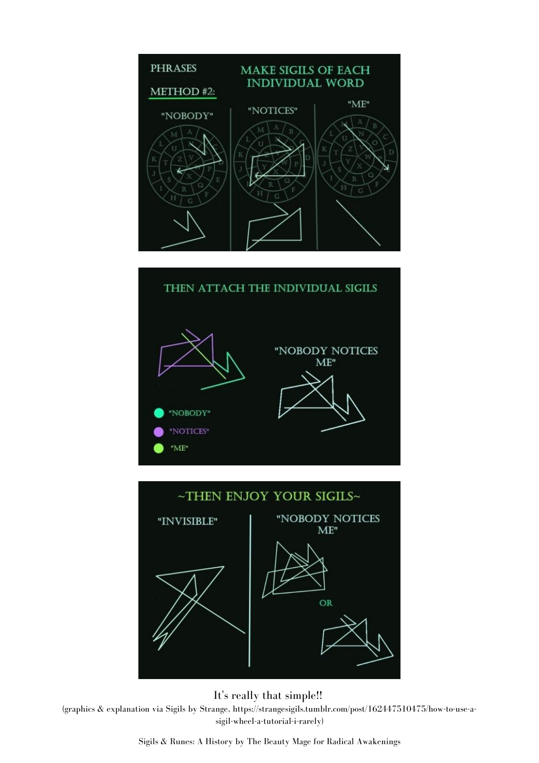PHRASES

METHOD #2:

MAKE SIGILS OF EACH INDIVIDUAL WORD

"NOBODY" "NOTICES" "ME"

THEN ATTACH THE INDIVIDUAL SIGILS

"NOBODY NOTICES ME"

"NOBODY"
"NOTICES"
"ME"

~THEN ENJOY YOUR SIGILS~

"INVISIBLE"

"NOBODY NOTICES ME"

OR

It's really that simple!!

(graphics & explanation via Sigils by Strange, https://strangesigils.tumblr.com/post/162447510475/how-to-use-a-sigil-wheel-a-tutorial-i-rarely)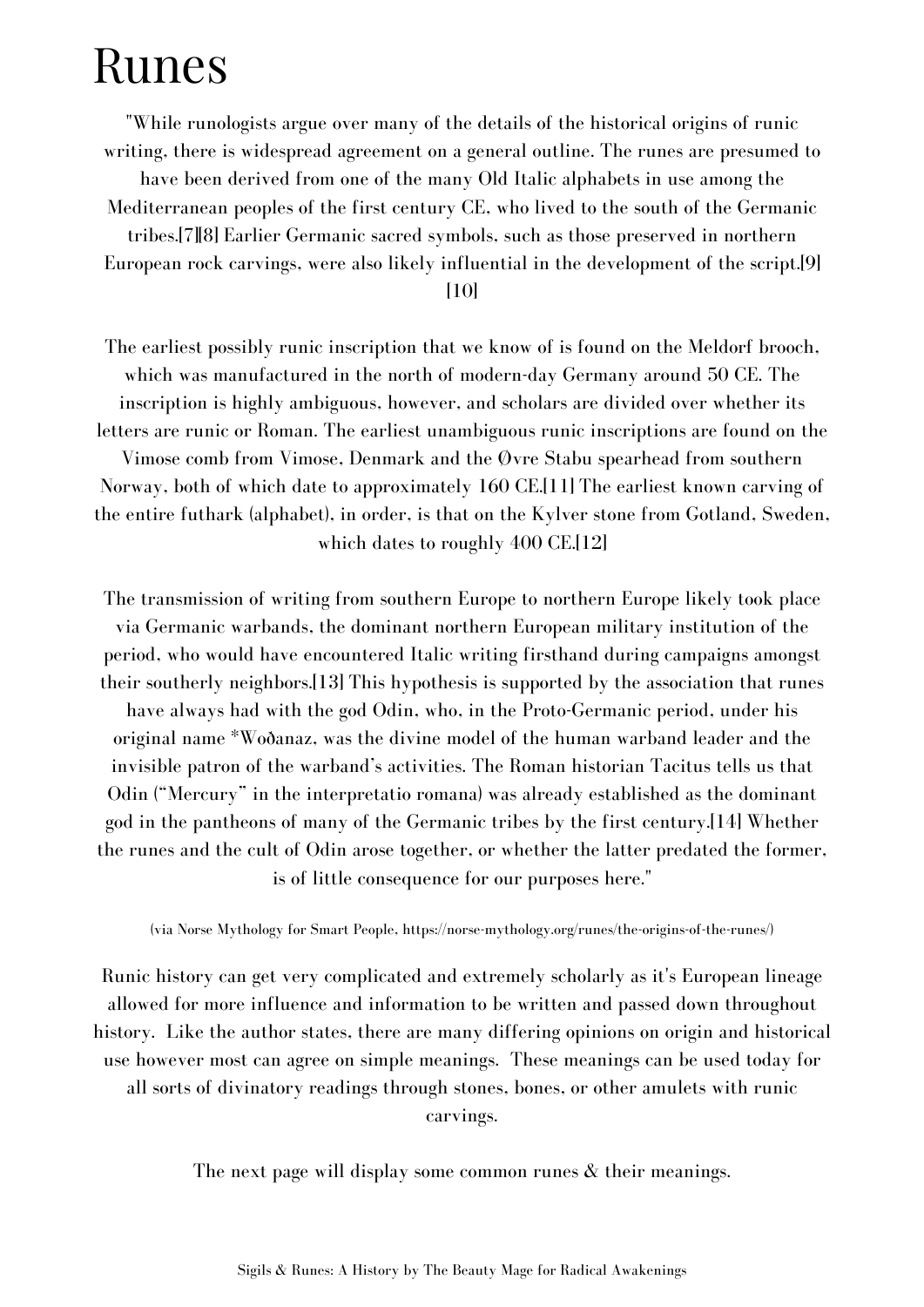# Runes

"While runologists argue over many of the details of the historical origins of runic writing, there is widespread agreement on a general outline. The runes are presumed to have been derived from one of the many Old Italic alphabets in use among the Mediterranean peoples of the first century CE, who lived to the south of the Germanic tribes.[7][8] Earlier Germanic sacred symbols, such as those preserved in northern European rock carvings, were also likely influential in the development of the script.[9][10]

The earliest possibly runic inscription that we know of is found on the Meldorf brooch, which was manufactured in the north of modern-day Germany around 50 CE. The inscription is highly ambiguous, however, and scholars are divided over whether its letters are runic or Roman. The earliest unambiguous runic inscriptions are found on the Vimose comb from Vimose, Denmark and the Øvre Stabu spearhead from southern Norway, both of which date to approximately 160 CE.[11] The earliest known carving of the entire futhark (alphabet), in order, is that on the Kylver stone from Gotland, Sweden, which dates to roughly 400 CE.[12]

The transmission of writing from southern Europe to northern Europe likely took place via Germanic warbands, the dominant northern European military institution of the period, who would have encountered Italic writing firsthand during campaigns amongst their southerly neighbors.[13] This hypothesis is supported by the association that runes have always had with the god Odin, who, in the Proto-Germanic period, under his original name *Woðanaz, was the divine model of the human warband leader and the invisible patron of the warband's activities. The Roman historian Tacitus tells us that Odin ("Mercury" in the interpretatio romana) was already established as the dominant god in the pantheons of many of the Germanic tribes by the first century.[14] Whether the runes and the cult of Odin arose together, or whether the latter predated the former, is of little consequence for our purposes here."

(via Norse Mythology for Smart People, https://norse-mythology.org/runes/the-origins-of-the-runes/)

Runic history can get very complicated and extremely scholarly as it's European lineage allowed for more influence and information to be written and passed down throughout history. Like the author states, there are many differing opinions on origin and historical use however most can agree on simple meanings. These meanings can be used today for all sorts of divinatory readings through stones, bones, or other amulets with runic carvings.

The next page will display some common runes & their meanings.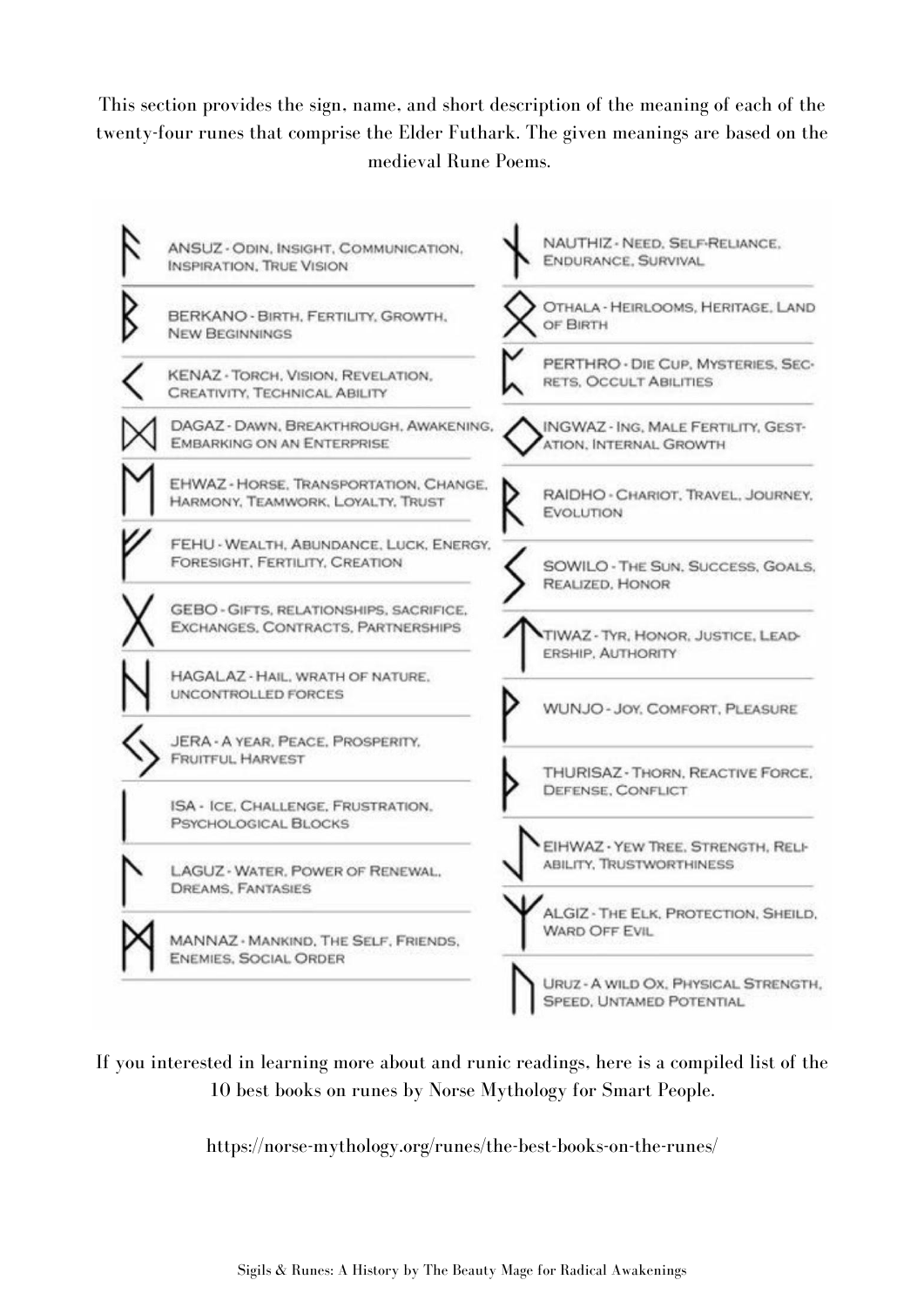This section provides the sign, name, and short description of the meaning of each of the twenty-four runes that comprise the Elder Futhark. The given meanings are based on the medieval Rune Poems.

- ANSUZ - ODIN, INSIGHT, COMMUNICATION, INSPIRATION, TRUE VISION
- BERKANO - BIRTH, FERTILITY, GROWTH, NEW BEGINNINGS
- KENAZ - TORCH, VISION, REVELATION, CREATIVITY, TECHNICAL ABILITY
- DAGAZ - DAWN, BREAKTHROUGH, AWAKENING, EMBARKING ON AN ENTERPRISE
- EHWAZ - HORSE, TRANSPORTATION, CHANGE, HARMONY, TEAMWORK, LOYALTY, TRUST
- FEHU - WEALTH, ABUNDANCE, LUCK, ENERGY, FORESIGHT, FERTILITY, CREATION
- GEBO - GIFTS, RELATIONSHIPS, SACRIFICE, EXCHANGES, CONTRACTS, PARTNERSHIPS
- HAGALAZ - HAIL, WRATH OF NATURE, UNCONTROLLED FORCES
- JERA - A YEAR, PEACE, PROSPERITY, FRUITFUL HARVEST
- ISA - ICE, CHALLENGE, FRUSTRATION, PSYCHOLOGICAL BLOCKS
- LAGUZ - WATER, POWER OF RENEWAL, DREAMS, FANTASIES
- MANNAZ - MANKIND, THE SELF, FRIENDS, ENEMIES, SOCIAL ORDER
- NAUTHIZ - NEED, SELF-RELIANCE, ENDURANCE, SURVIVAL
- OTHALA - HEIRLOOMS, HERITAGE, LAND OF BIRTH
- PERTHRO - DIE CUP, MYSTERIES, SECRETS, OCCULT ABILITIES
- INGWAZ - ING, MALE FERTILITY, GESTATION, INTERNAL GROWTH
- RAIDHO - CHARIOT, TRAVEL, JOURNEY, EVOLUTION
- SOWILO - THE SUN, SUCCESS, GOALS, REALIZED, HONOR
- TIWAZ - TYR, HONOR, JUSTICE, LEADERSHIP, AUTHORITY
- WUNJO - JOY, COMFORT, PLEASURE
- THURISAZ - THORN, REACTIVE FORCE, DEFENSE, CONFLICT
- EIHWAZ - YEW TREE, STRENGTH, RELIABILITY, TRUSTWORTHINESS
- ALGIZ - THE ELK, PROTECTION, SHEILD, WARD OFF EVIL
- URUZ - A WILD OX, PHYSICAL STRENGTH, SPEED, UNTAMED POTENTIAL

If you interested in learning more about and runic readings, here is a compiled list of the 10 best books on runes by Norse Mythology for Smart People.

https://norse-mythology.org/runes/the-best-books-on-the-runes/